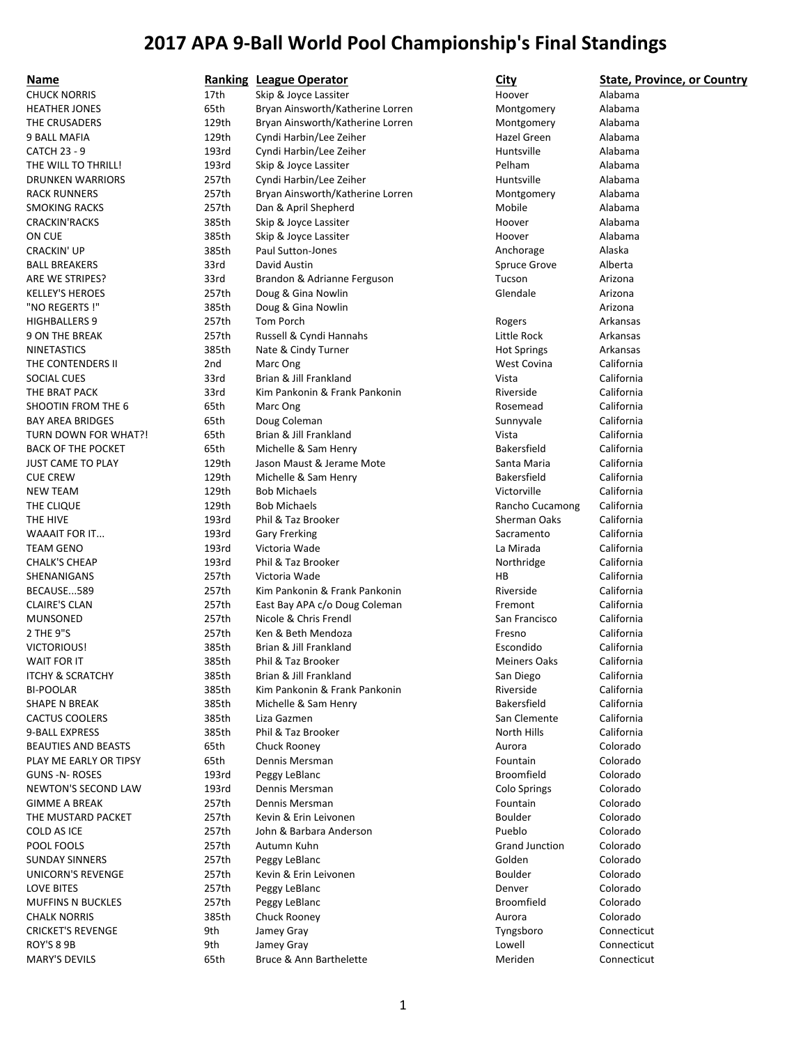# 2017 APA 9-Ball World Pool Championship's Final Standings

| Name | Ranking | League Operator | City | State, Province, or Country |
|---|---|---|---|---|
| CHUCK NORRIS | 17th | Skip & Joyce Lassiter | Hoover | Alabama |
| HEATHER JONES | 65th | Bryan Ainsworth/Katherine Lorren | Montgomery | Alabama |
| THE CRUSADERS | 129th | Bryan Ainsworth/Katherine Lorren | Montgomery | Alabama |
| 9 BALL MAFIA | 129th | Cyndi Harbin/Lee Zeiher | Hazel Green | Alabama |
| CATCH 23 - 9 | 193rd | Cyndi Harbin/Lee Zeiher | Huntsville | Alabama |
| THE WILL TO THRILL! | 193rd | Skip & Joyce Lassiter | Pelham | Alabama |
| DRUNKEN WARRIORS | 257th | Cyndi Harbin/Lee Zeiher | Huntsville | Alabama |
| RACK RUNNERS | 257th | Bryan Ainsworth/Katherine Lorren | Montgomery | Alabama |
| SMOKING RACKS | 257th | Dan & April Shepherd | Mobile | Alabama |
| CRACKIN'RACKS | 385th | Skip & Joyce Lassiter | Hoover | Alabama |
| ON CUE | 385th | Skip & Joyce Lassiter | Hoover | Alabama |
| CRACKIN' UP | 385th | Paul Sutton-Jones | Anchorage | Alaska |
| BALL BREAKERS | 33rd | David Austin | Spruce Grove | Alberta |
| ARE WE STRIPES? | 33rd | Brandon & Adrianne Ferguson | Tucson | Arizona |
| KELLEY'S HEROES | 257th | Doug & Gina Nowlin | Glendale | Arizona |
| "NO REGERTS !" | 385th | Doug & Gina Nowlin | | Arizona |
| HIGHBALLERS 9 | 257th | Tom Porch | Rogers | Arkansas |
| 9 ON THE BREAK | 257th | Russell & Cyndi Hannahs | Little Rock | Arkansas |
| NINETASTICS | 385th | Nate & Cindy Turner | Hot Springs | Arkansas |
| THE CONTENDERS II | 2nd | Marc Ong | West Covina | California |
| SOCIAL CUES | 33rd | Brian & Jill Frankland | Vista | California |
| THE BRAT PACK | 33rd | Kim Pankonin & Frank Pankonin | Riverside | California |
| SHOOTIN FROM THE 6 | 65th | Marc Ong | Rosemead | California |
| BAY AREA BRIDGES | 65th | Doug Coleman | Sunnyvale | California |
| TURN DOWN FOR WHAT?! | 65th | Brian & Jill Frankland | Vista | California |
| BACK OF THE POCKET | 65th | Michelle & Sam Henry | Bakersfield | California |
| JUST CAME TO PLAY | 129th | Jason Maust & Jerame Mote | Santa Maria | California |
| CUE CREW | 129th | Michelle & Sam Henry | Bakersfield | California |
| NEW TEAM | 129th | Bob Michaels | Victorville | California |
| THE CLIQUE | 129th | Bob Michaels | Rancho Cucamong | California |
| THE HIVE | 193rd | Phil & Taz Brooker | Sherman Oaks | California |
| WAAAIT FOR IT... | 193rd | Gary Frerking | Sacramento | California |
| TEAM GENO | 193rd | Victoria Wade | La Mirada | California |
| CHALK'S CHEAP | 193rd | Phil & Taz Brooker | Northridge | California |
| SHENANIGANS | 257th | Victoria Wade | HB | California |
| BECAUSE...589 | 257th | Kim Pankonin & Frank Pankonin | Riverside | California |
| CLAIRE'S CLAN | 257th | East Bay APA c/o Doug Coleman | Fremont | California |
| MUNSONED | 257th | Nicole & Chris Frendl | San Francisco | California |
| 2 THE 9"S | 257th | Ken & Beth Mendoza | Fresno | California |
| VICTORIOUS! | 385th | Brian & Jill Frankland | Escondido | California |
| WAIT FOR IT | 385th | Phil & Taz Brooker | Meiners Oaks | California |
| ITCHY & SCRATCHY | 385th | Brian & Jill Frankland | San Diego | California |
| BI-POOLAR | 385th | Kim Pankonin & Frank Pankonin | Riverside | California |
| SHAPE N BREAK | 385th | Michelle & Sam Henry | Bakersfield | California |
| CACTUS COOLERS | 385th | Liza Gazmen | San Clemente | California |
| 9-BALL EXPRESS | 385th | Phil & Taz Brooker | North Hills | California |
| BEAUTIES AND BEASTS | 65th | Chuck Rooney | Aurora | Colorado |
| PLAY ME EARLY OR TIPSY | 65th | Dennis Mersman | Fountain | Colorado |
| GUNS -N- ROSES | 193rd | Peggy LeBlanc | Broomfield | Colorado |
| NEWTON'S SECOND LAW | 193rd | Dennis Mersman | Colo Springs | Colorado |
| GIMME A BREAK | 257th | Dennis Mersman | Fountain | Colorado |
| THE MUSTARD PACKET | 257th | Kevin & Erin Leivonen | Boulder | Colorado |
| COLD AS ICE | 257th | John & Barbara Anderson | Pueblo | Colorado |
| POOL FOOLS | 257th | Autumn Kuhn | Grand Junction | Colorado |
| SUNDAY SINNERS | 257th | Peggy LeBlanc | Golden | Colorado |
| UNICORN'S REVENGE | 257th | Kevin & Erin Leivonen | Boulder | Colorado |
| LOVE BITES | 257th | Peggy LeBlanc | Denver | Colorado |
| MUFFINS N BUCKLES | 257th | Peggy LeBlanc | Broomfield | Colorado |
| CHALK NORRIS | 385th | Chuck Rooney | Aurora | Colorado |
| CRICKET'S REVENGE | 9th | Jamey Gray | Tyngsboro | Connecticut |
| ROY'S 8 9B | 9th | Jamey Gray | Lowell | Connecticut |
| MARY'S DEVILS | 65th | Bruce & Ann Barthelette | Meriden | Connecticut |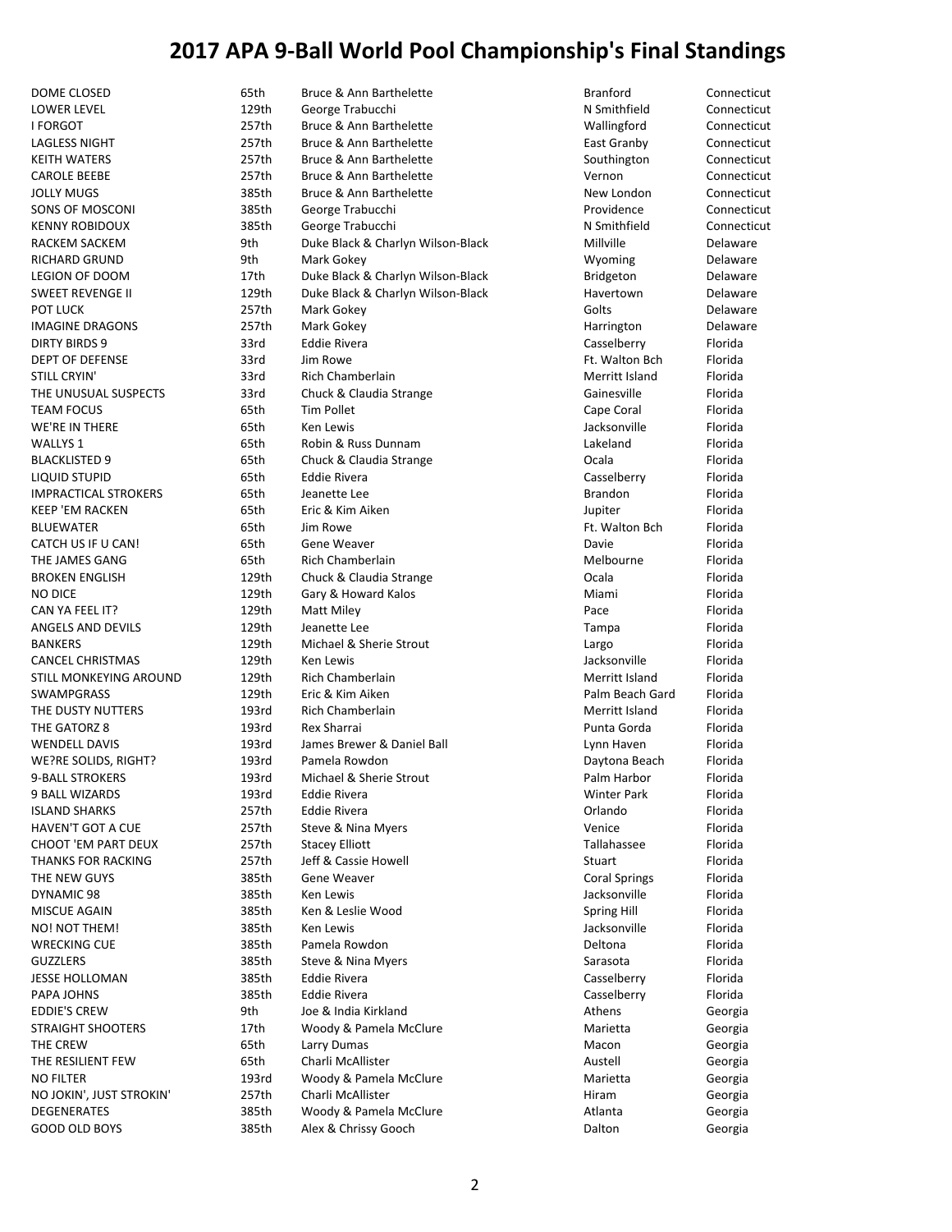# 2017 APA 9-Ball World Pool Championship's Final Standings

| | | | | |
|---|---|---|---|---|
| DOME CLOSED | 65th | Bruce & Ann Barthelette | Branford | Connecticut |
| LOWER LEVEL | 129th | George Trabucchi | N Smithfield | Connecticut |
| I FORGOT | 257th | Bruce & Ann Barthelette | Wallingford | Connecticut |
| LAGLESS NIGHT | 257th | Bruce & Ann Barthelette | East Granby | Connecticut |
| KEITH WATERS | 257th | Bruce & Ann Barthelette | Southington | Connecticut |
| CAROLE BEEBE | 257th | Bruce & Ann Barthelette | Vernon | Connecticut |
| JOLLY MUGS | 385th | Bruce & Ann Barthelette | New London | Connecticut |
| SONS OF MOSCONI | 385th | George Trabucchi | Providence | Connecticut |
| KENNY ROBIDOUX | 385th | George Trabucchi | N Smithfield | Connecticut |
| RACKEM SACKEM | 9th | Duke Black & Charlyn Wilson-Black | Millville | Delaware |
| RICHARD GRUND | 9th | Mark Gokey | Wyoming | Delaware |
| LEGION OF DOOM | 17th | Duke Black & Charlyn Wilson-Black | Bridgeton | Delaware |
| SWEET REVENGE II | 129th | Duke Black & Charlyn Wilson-Black | Havertown | Delaware |
| POT LUCK | 257th | Mark Gokey | Golts | Delaware |
| IMAGINE DRAGONS | 257th | Mark Gokey | Harrington | Delaware |
| DIRTY BIRDS 9 | 33rd | Eddie Rivera | Casselberry | Florida |
| DEPT OF DEFENSE | 33rd | Jim Rowe | Ft. Walton Bch | Florida |
| STILL CRYIN' | 33rd | Rich Chamberlain | Merritt Island | Florida |
| THE UNUSUAL SUSPECTS | 33rd | Chuck & Claudia Strange | Gainesville | Florida |
| TEAM FOCUS | 65th | Tim Pollet | Cape Coral | Florida |
| WE'RE IN THERE | 65th | Ken Lewis | Jacksonville | Florida |
| WALLYS 1 | 65th | Robin & Russ Dunnam | Lakeland | Florida |
| BLACKLISTED 9 | 65th | Chuck & Claudia Strange | Ocala | Florida |
| LIQUID STUPID | 65th | Eddie Rivera | Casselberry | Florida |
| IMPRACTICAL STROKERS | 65th | Jeanette Lee | Brandon | Florida |
| KEEP 'EM RACKEN | 65th | Eric & Kim Aiken | Jupiter | Florida |
| BLUEWATER | 65th | Jim Rowe | Ft. Walton Bch | Florida |
| CATCH US IF U CAN! | 65th | Gene Weaver | Davie | Florida |
| THE JAMES GANG | 65th | Rich Chamberlain | Melbourne | Florida |
| BROKEN ENGLISH | 129th | Chuck & Claudia Strange | Ocala | Florida |
| NO DICE | 129th | Gary & Howard Kalos | Miami | Florida |
| CAN YA FEEL IT? | 129th | Matt Miley | Pace | Florida |
| ANGELS AND DEVILS | 129th | Jeanette Lee | Tampa | Florida |
| BANKERS | 129th | Michael & Sherie Strout | Largo | Florida |
| CANCEL CHRISTMAS | 129th | Ken Lewis | Jacksonville | Florida |
| STILL MONKEYING AROUND | 129th | Rich Chamberlain | Merritt Island | Florida |
| SWAMPGRASS | 129th | Eric & Kim Aiken | Palm Beach Gard | Florida |
| THE DUSTY NUTTERS | 193rd | Rich Chamberlain | Merritt Island | Florida |
| THE GATORZ 8 | 193rd | Rex Sharrai | Punta Gorda | Florida |
| WENDELL DAVIS | 193rd | James Brewer & Daniel Ball | Lynn Haven | Florida |
| WE?RE SOLIDS, RIGHT? | 193rd | Pamela Rowdon | Daytona Beach | Florida |
| 9-BALL STROKERS | 193rd | Michael & Sherie Strout | Palm Harbor | Florida |
| 9 BALL WIZARDS | 193rd | Eddie Rivera | Winter Park | Florida |
| ISLAND SHARKS | 257th | Eddie Rivera | Orlando | Florida |
| HAVEN'T GOT A CUE | 257th | Steve & Nina Myers | Venice | Florida |
| CHOOT 'EM PART DEUX | 257th | Stacey Elliott | Tallahassee | Florida |
| THANKS FOR RACKING | 257th | Jeff & Cassie Howell | Stuart | Florida |
| THE NEW GUYS | 385th | Gene Weaver | Coral Springs | Florida |
| DYNAMIC 98 | 385th | Ken Lewis | Jacksonville | Florida |
| MISCUE AGAIN | 385th | Ken & Leslie Wood | Spring Hill | Florida |
| NO! NOT THEM! | 385th | Ken Lewis | Jacksonville | Florida |
| WRECKING CUE | 385th | Pamela Rowdon | Deltona | Florida |
| GUZZLERS | 385th | Steve & Nina Myers | Sarasota | Florida |
| JESSE HOLLOMAN | 385th | Eddie Rivera | Casselberry | Florida |
| PAPA JOHNS | 385th | Eddie Rivera | Casselberry | Florida |
| EDDIE'S CREW | 9th | Joe & India Kirkland | Athens | Georgia |
| STRAIGHT SHOOTERS | 17th | Woody & Pamela McClure | Marietta | Georgia |
| THE CREW | 65th | Larry Dumas | Macon | Georgia |
| THE RESILIENT FEW | 65th | Charli McAllister | Austell | Georgia |
| NO FILTER | 193rd | Woody & Pamela McClure | Marietta | Georgia |
| NO JOKIN', JUST STROKIN' | 257th | Charli McAllister | Hiram | Georgia |
| DEGENERATES | 385th | Woody & Pamela McClure | Atlanta | Georgia |
| GOOD OLD BOYS | 385th | Alex & Chrissy Gooch | Dalton | Georgia |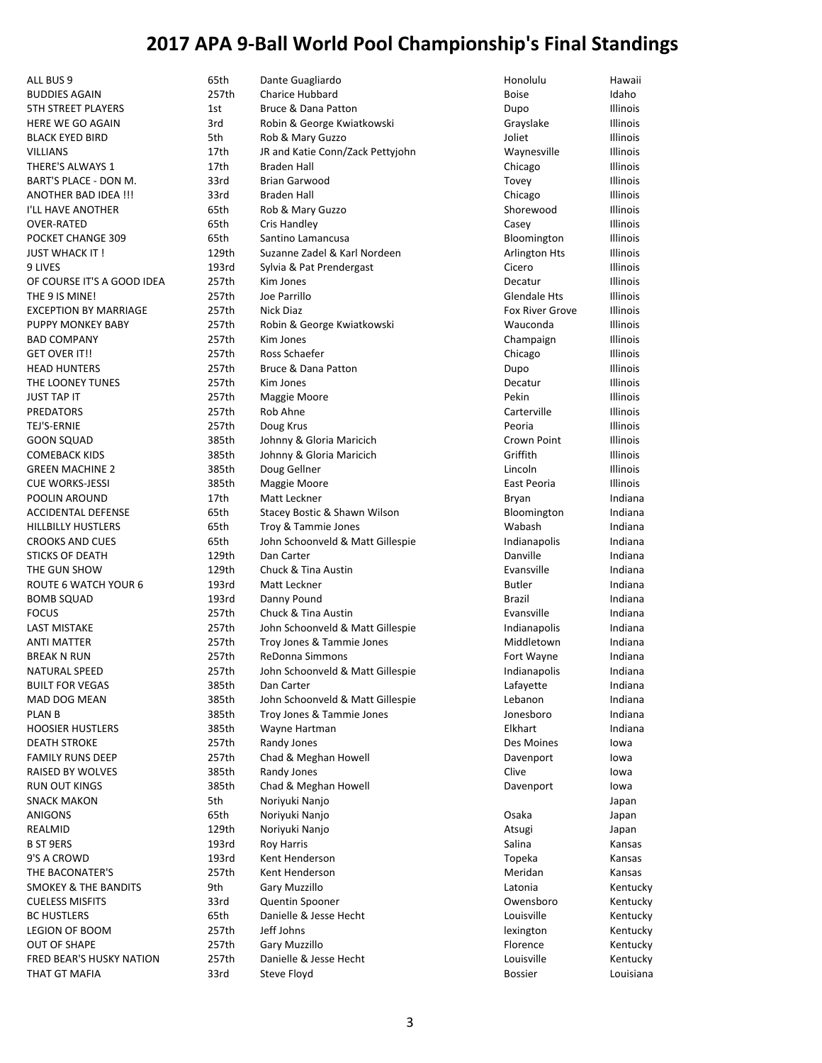# 2017 APA 9-Ball World Pool Championship's Final Standings

| | | | | |
|---|---|---|---|---|
| ALL BUS 9 | 65th | Dante Guagliardo | Honolulu | Hawaii |
| BUDDIES AGAIN | 257th | Charice Hubbard | Boise | Idaho |
| 5TH STREET PLAYERS | 1st | Bruce & Dana Patton | Dupo | Illinois |
| HERE WE GO AGAIN | 3rd | Robin & George Kwiatkowski | Grayslake | Illinois |
| BLACK EYED BIRD | 5th | Rob & Mary Guzzo | Joliet | Illinois |
| VILLIANS | 17th | JR and Katie Conn/Zack Pettyjohn | Waynesville | Illinois |
| THERE'S ALWAYS 1 | 17th | Braden Hall | Chicago | Illinois |
| BART'S PLACE - DON M. | 33rd | Brian Garwood | Tovey | Illinois |
| ANOTHER BAD IDEA !!! | 33rd | Braden Hall | Chicago | Illinois |
| I'LL HAVE ANOTHER | 65th | Rob & Mary Guzzo | Shorewood | Illinois |
| OVER-RATED | 65th | Cris Handley | Casey | Illinois |
| POCKET CHANGE 309 | 65th | Santino Lamancusa | Bloomington | Illinois |
| JUST WHACK IT ! | 129th | Suzanne Zadel & Karl Nordeen | Arlington Hts | Illinois |
| 9 LIVES | 193rd | Sylvia & Pat Prendergast | Cicero | Illinois |
| OF COURSE IT'S A GOOD IDEA | 257th | Kim Jones | Decatur | Illinois |
| THE 9 IS MINE! | 257th | Joe Parrillo | Glendale Hts | Illinois |
| EXCEPTION BY MARRIAGE | 257th | Nick Diaz | Fox River Grove | Illinois |
| PUPPY MONKEY BABY | 257th | Robin & George Kwiatkowski | Wauconda | Illinois |
| BAD COMPANY | 257th | Kim Jones | Champaign | Illinois |
| GET OVER IT!! | 257th | Ross Schaefer | Chicago | Illinois |
| HEAD HUNTERS | 257th | Bruce & Dana Patton | Dupo | Illinois |
| THE LOONEY TUNES | 257th | Kim Jones | Decatur | Illinois |
| JUST TAP IT | 257th | Maggie Moore | Pekin | Illinois |
| PREDATORS | 257th | Rob Ahne | Carterville | Illinois |
| TEJ'S-ERNIE | 257th | Doug Krus | Peoria | Illinois |
| GOON SQUAD | 385th | Johnny & Gloria Maricich | Crown Point | Illinois |
| COMEBACK KIDS | 385th | Johnny & Gloria Maricich | Griffith | Illinois |
| GREEN MACHINE 2 | 385th | Doug Gellner | Lincoln | Illinois |
| CUE WORKS-JESSI | 385th | Maggie Moore | East Peoria | Illinois |
| POOLIN AROUND | 17th | Matt Leckner | Bryan | Indiana |
| ACCIDENTAL DEFENSE | 65th | Stacey Bostic & Shawn Wilson | Bloomington | Indiana |
| HILLBILLY HUSTLERS | 65th | Troy & Tammie Jones | Wabash | Indiana |
| CROOKS AND CUES | 65th | John Schoonveld & Matt Gillespie | Indianapolis | Indiana |
| STICKS OF DEATH | 129th | Dan Carter | Danville | Indiana |
| THE GUN SHOW | 129th | Chuck & Tina Austin | Evansville | Indiana |
| ROUTE 6 WATCH YOUR 6 | 193rd | Matt Leckner | Butler | Indiana |
| BOMB SQUAD | 193rd | Danny Pound | Brazil | Indiana |
| FOCUS | 257th | Chuck & Tina Austin | Evansville | Indiana |
| LAST MISTAKE | 257th | John Schoonveld & Matt Gillespie | Indianapolis | Indiana |
| ANTI MATTER | 257th | Troy Jones & Tammie Jones | Middletown | Indiana |
| BREAK N RUN | 257th | ReDonna Simmons | Fort Wayne | Indiana |
| NATURAL SPEED | 257th | John Schoonveld & Matt Gillespie | Indianapolis | Indiana |
| BUILT FOR VEGAS | 385th | Dan Carter | Lafayette | Indiana |
| MAD DOG MEAN | 385th | John Schoonveld & Matt Gillespie | Lebanon | Indiana |
| PLAN B | 385th | Troy Jones & Tammie Jones | Jonesboro | Indiana |
| HOOSIER HUSTLERS | 385th | Wayne Hartman | Elkhart | Indiana |
| DEATH STROKE | 257th | Randy Jones | Des Moines | Iowa |
| FAMILY RUNS DEEP | 257th | Chad & Meghan Howell | Davenport | Iowa |
| RAISED BY WOLVES | 385th | Randy Jones | Clive | Iowa |
| RUN OUT KINGS | 385th | Chad & Meghan Howell | Davenport | Iowa |
| SNACK MAKON | 5th | Noriyuki Nanjo | | Japan |
| ANIGONS | 65th | Noriyuki Nanjo | Osaka | Japan |
| REALMID | 129th | Noriyuki Nanjo | Atsugi | Japan |
| B ST 9ERS | 193rd | Roy Harris | Salina | Kansas |
| 9'S A CROWD | 193rd | Kent Henderson | Topeka | Kansas |
| THE BACONATER'S | 257th | Kent Henderson | Meridan | Kansas |
| SMOKEY & THE BANDITS | 9th | Gary Muzzillo | Latonia | Kentucky |
| CUELESS MISFITS | 33rd | Quentin Spooner | Owensboro | Kentucky |
| BC HUSTLERS | 65th | Danielle & Jesse Hecht | Louisville | Kentucky |
| LEGION OF BOOM | 257th | Jeff Johns | lexington | Kentucky |
| OUT OF SHAPE | 257th | Gary Muzzillo | Florence | Kentucky |
| FRED BEAR'S HUSKY NATION | 257th | Danielle & Jesse Hecht | Louisville | Kentucky |
| THAT GT MAFIA | 33rd | Steve Floyd | Bossier | Louisiana |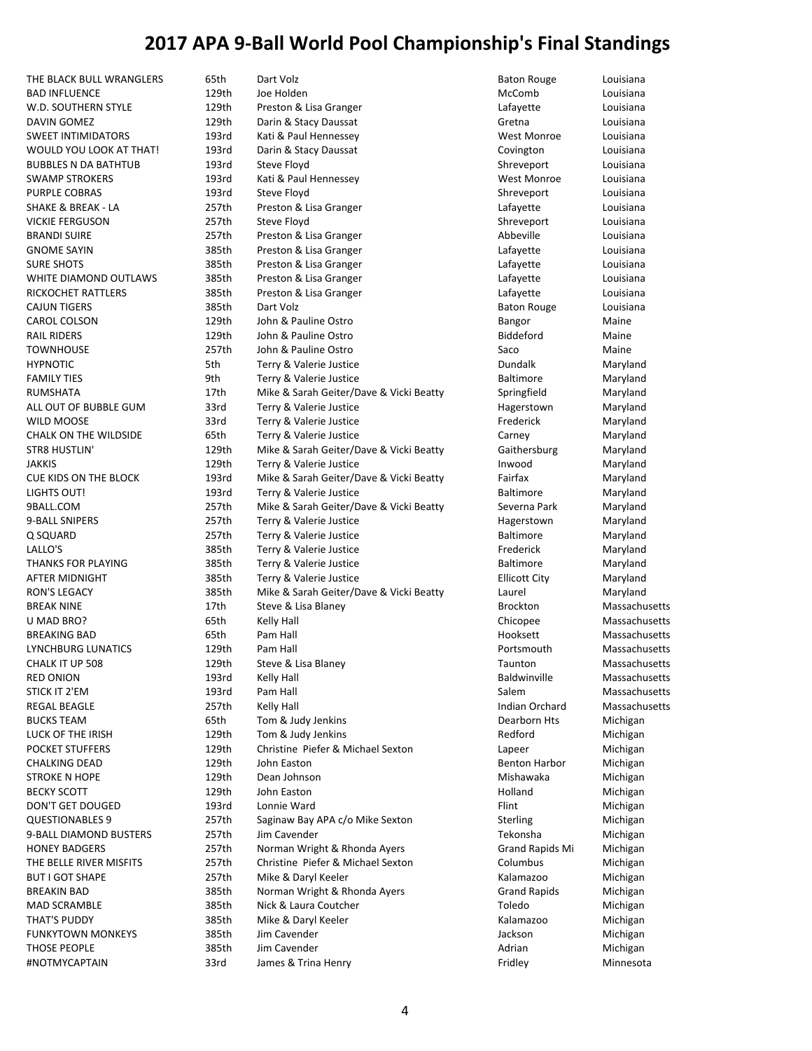# 2017 APA 9-Ball World Pool Championship's Final Standings

| | | | | |
|---|---|---|---|---|
| THE BLACK BULL WRANGLERS | 65th | Dart Volz | Baton Rouge | Louisiana |
| BAD INFLUENCE | 129th | Joe Holden | McComb | Louisiana |
| W.D. SOUTHERN STYLE | 129th | Preston & Lisa Granger | Lafayette | Louisiana |
| DAVIN GOMEZ | 129th | Darin & Stacy Daussat | Gretna | Louisiana |
| SWEET INTIMIDATORS | 193rd | Kati & Paul Hennessey | West Monroe | Louisiana |
| WOULD YOU LOOK AT THAT! | 193rd | Darin & Stacy Daussat | Covington | Louisiana |
| BUBBLES N DA BATHTUB | 193rd | Steve Floyd | Shreveport | Louisiana |
| SWAMP STROKERS | 193rd | Kati & Paul Hennessey | West Monroe | Louisiana |
| PURPLE COBRAS | 193rd | Steve Floyd | Shreveport | Louisiana |
| SHAKE & BREAK - LA | 257th | Preston & Lisa Granger | Lafayette | Louisiana |
| VICKIE FERGUSON | 257th | Steve Floyd | Shreveport | Louisiana |
| BRANDI SUIRE | 257th | Preston & Lisa Granger | Abbeville | Louisiana |
| GNOME SAYIN | 385th | Preston & Lisa Granger | Lafayette | Louisiana |
| SURE SHOTS | 385th | Preston & Lisa Granger | Lafayette | Louisiana |
| WHITE DIAMOND OUTLAWS | 385th | Preston & Lisa Granger | Lafayette | Louisiana |
| RICKOCHET RATTLERS | 385th | Preston & Lisa Granger | Lafayette | Louisiana |
| CAJUN TIGERS | 385th | Dart Volz | Baton Rouge | Louisiana |
| CAROL COLSON | 129th | John & Pauline Ostro | Bangor | Maine |
| RAIL RIDERS | 129th | John & Pauline Ostro | Biddeford | Maine |
| TOWNHOUSE | 257th | John & Pauline Ostro | Saco | Maine |
| HYPNOTIC | 5th | Terry & Valerie Justice | Dundalk | Maryland |
| FAMILY TIES | 9th | Terry & Valerie Justice | Baltimore | Maryland |
| RUMSHATA | 17th | Mike & Sarah Geiter/Dave & Vicki Beatty | Springfield | Maryland |
| ALL OUT OF BUBBLE GUM | 33rd | Terry & Valerie Justice | Hagerstown | Maryland |
| WILD MOOSE | 33rd | Terry & Valerie Justice | Frederick | Maryland |
| CHALK ON THE WILDSIDE | 65th | Terry & Valerie Justice | Carney | Maryland |
| STR8 HUSTLIN' | 129th | Mike & Sarah Geiter/Dave & Vicki Beatty | Gaithersburg | Maryland |
| JAKKIS | 129th | Terry & Valerie Justice | Inwood | Maryland |
| CUE KIDS ON THE BLOCK | 193rd | Mike & Sarah Geiter/Dave & Vicki Beatty | Fairfax | Maryland |
| LIGHTS OUT! | 193rd | Terry & Valerie Justice | Baltimore | Maryland |
| 9BALL.COM | 257th | Mike & Sarah Geiter/Dave & Vicki Beatty | Severna Park | Maryland |
| 9-BALL SNIPERS | 257th | Terry & Valerie Justice | Hagerstown | Maryland |
| Q SQUARD | 257th | Terry & Valerie Justice | Baltimore | Maryland |
| LALLO'S | 385th | Terry & Valerie Justice | Frederick | Maryland |
| THANKS FOR PLAYING | 385th | Terry & Valerie Justice | Baltimore | Maryland |
| AFTER MIDNIGHT | 385th | Terry & Valerie Justice | Ellicott City | Maryland |
| RON'S LEGACY | 385th | Mike & Sarah Geiter/Dave & Vicki Beatty | Laurel | Maryland |
| BREAK NINE | 17th | Steve & Lisa Blaney | Brockton | Massachusetts |
| U MAD BRO? | 65th | Kelly Hall | Chicopee | Massachusetts |
| BREAKING BAD | 65th | Pam Hall | Hooksett | Massachusetts |
| LYNCHBURG LUNATICS | 129th | Pam Hall | Portsmouth | Massachusetts |
| CHALK IT UP 508 | 129th | Steve & Lisa Blaney | Taunton | Massachusetts |
| RED ONION | 193rd | Kelly Hall | Baldwinville | Massachusetts |
| STICK IT 2'EM | 193rd | Pam Hall | Salem | Massachusetts |
| REGAL BEAGLE | 257th | Kelly Hall | Indian Orchard | Massachusetts |
| BUCKS TEAM | 65th | Tom & Judy Jenkins | Dearborn Hts | Michigan |
| LUCK OF THE IRISH | 129th | Tom & Judy Jenkins | Redford | Michigan |
| POCKET STUFFERS | 129th | Christine Piefer & Michael Sexton | Lapeer | Michigan |
| CHALKING DEAD | 129th | John Easton | Benton Harbor | Michigan |
| STROKE N HOPE | 129th | Dean Johnson | Mishawaka | Michigan |
| BECKY SCOTT | 129th | John Easton | Holland | Michigan |
| DON'T GET DOUGED | 193rd | Lonnie Ward | Flint | Michigan |
| QUESTIONABLES 9 | 257th | Saginaw Bay APA c/o Mike Sexton | Sterling | Michigan |
| 9-BALL DIAMOND BUSTERS | 257th | Jim Cavender | Tekonsha | Michigan |
| HONEY BADGERS | 257th | Norman Wright & Rhonda Ayers | Grand Rapids Mi | Michigan |
| THE BELLE RIVER MISFITS | 257th | Christine Piefer & Michael Sexton | Columbus | Michigan |
| BUT I GOT SHAPE | 257th | Mike & Daryl Keeler | Kalamazoo | Michigan |
| BREAKIN BAD | 385th | Norman Wright & Rhonda Ayers | Grand Rapids | Michigan |
| MAD SCRAMBLE | 385th | Nick & Laura Coutcher | Toledo | Michigan |
| THAT'S PUDDY | 385th | Mike & Daryl Keeler | Kalamazoo | Michigan |
| FUNKYTOWN MONKEYS | 385th | Jim Cavender | Jackson | Michigan |
| THOSE PEOPLE | 385th | Jim Cavender | Adrian | Michigan |
| #NOTMYCAPTAIN | 33rd | James & Trina Henry | Fridley | Minnesota |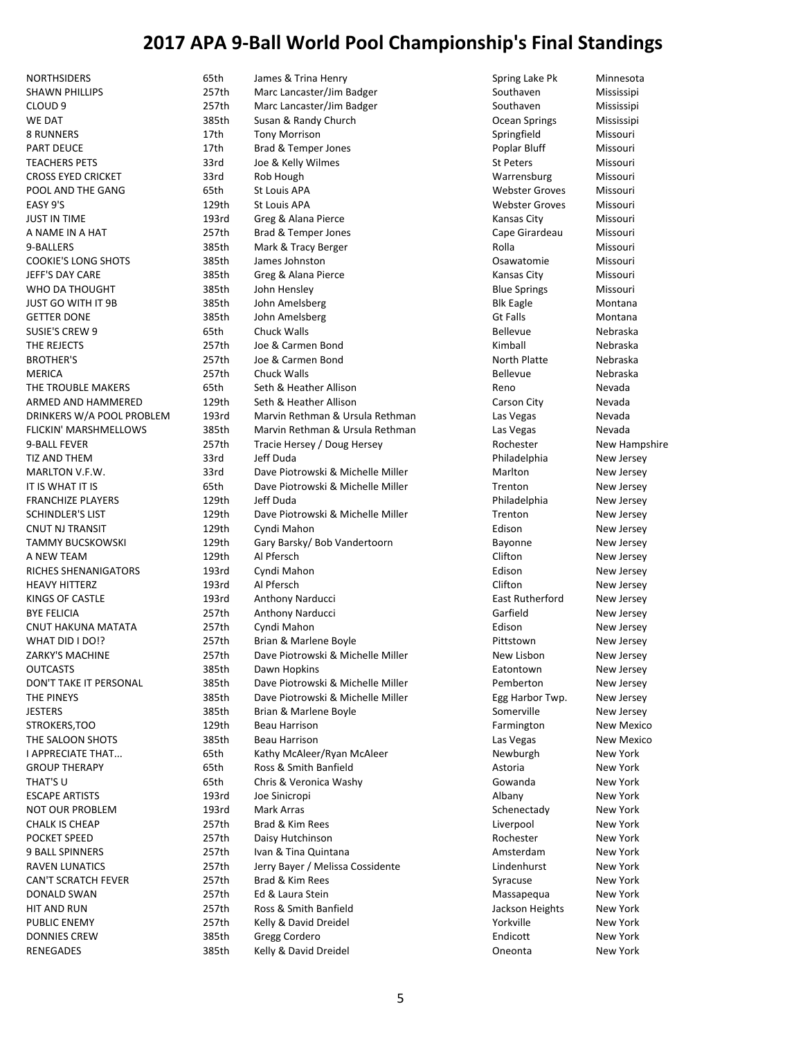# 2017 APA 9-Ball World Pool Championship's Final Standings

| | | | | |
|---|---|---|---|---|
| NORTHSIDERS | 65th | James & Trina Henry | Spring Lake Pk | Minnesota |
| SHAWN PHILLIPS | 257th | Marc Lancaster/Jim Badger | Southaven | Mississipi |
| CLOUD 9 | 257th | Marc Lancaster/Jim Badger | Southaven | Mississipi |
| WE DAT | 385th | Susan & Randy Church | Ocean Springs | Mississipi |
| 8 RUNNERS | 17th | Tony Morrison | Springfield | Missouri |
| PART DEUCE | 17th | Brad & Temper Jones | Poplar Bluff | Missouri |
| TEACHERS PETS | 33rd | Joe & Kelly Wilmes | St Peters | Missouri |
| CROSS EYED CRICKET | 33rd | Rob Hough | Warrensburg | Missouri |
| POOL AND THE GANG | 65th | St Louis APA | Webster Groves | Missouri |
| EASY 9'S | 129th | St Louis APA | Webster Groves | Missouri |
| JUST IN TIME | 193rd | Greg & Alana Pierce | Kansas City | Missouri |
| A NAME IN A HAT | 257th | Brad & Temper Jones | Cape Girardeau | Missouri |
| 9-BALLERS | 385th | Mark & Tracy Berger | Rolla | Missouri |
| COOKIE'S LONG SHOTS | 385th | James Johnston | Osawatomie | Missouri |
| JEFF'S DAY CARE | 385th | Greg & Alana Pierce | Kansas City | Missouri |
| WHO DA THOUGHT | 385th | John Hensley | Blue Springs | Missouri |
| JUST GO WITH IT 9B | 385th | John Amelsberg | Blk Eagle | Montana |
| GETTER DONE | 385th | John Amelsberg | Gt Falls | Montana |
| SUSIE'S CREW 9 | 65th | Chuck Walls | Bellevue | Nebraska |
| THE REJECTS | 257th | Joe & Carmen Bond | Kimball | Nebraska |
| BROTHER'S | 257th | Joe & Carmen Bond | North Platte | Nebraska |
| MERICA | 257th | Chuck Walls | Bellevue | Nebraska |
| THE TROUBLE MAKERS | 65th | Seth & Heather Allison | Reno | Nevada |
| ARMED AND HAMMERED | 129th | Seth & Heather Allison | Carson City | Nevada |
| DRINKERS W/A POOL PROBLEM | 193rd | Marvin Rethman & Ursula Rethman | Las Vegas | Nevada |
| FLICKIN' MARSHMELLOWS | 385th | Marvin Rethman & Ursula Rethman | Las Vegas | Nevada |
| 9-BALL FEVER | 257th | Tracie Hersey / Doug Hersey | Rochester | New Hampshire |
| TIZ AND THEM | 33rd | Jeff Duda | Philadelphia | New Jersey |
| MARLTON V.F.W. | 33rd | Dave Piotrowski & Michelle Miller | Marlton | New Jersey |
| IT IS WHAT IT IS | 65th | Dave Piotrowski & Michelle Miller | Trenton | New Jersey |
| FRANCHIZE PLAYERS | 129th | Jeff Duda | Philadelphia | New Jersey |
| SCHINDLER'S LIST | 129th | Dave Piotrowski & Michelle Miller | Trenton | New Jersey |
| CNUT NJ TRANSIT | 129th | Cyndi Mahon | Edison | New Jersey |
| TAMMY BUCSKOWSKI | 129th | Gary Barsky/ Bob Vandertoorn | Bayonne | New Jersey |
| A NEW TEAM | 129th | Al Pfersch | Clifton | New Jersey |
| RICHES SHENANIGATORS | 193rd | Cyndi Mahon | Edison | New Jersey |
| HEAVY HITTERZ | 193rd | Al Pfersch | Clifton | New Jersey |
| KINGS OF CASTLE | 193rd | Anthony Narducci | East Rutherford | New Jersey |
| BYE FELICIA | 257th | Anthony Narducci | Garfield | New Jersey |
| CNUT HAKUNA MATATA | 257th | Cyndi Mahon | Edison | New Jersey |
| WHAT DID I DO!? | 257th | Brian & Marlene Boyle | Pittstown | New Jersey |
| ZARKY'S MACHINE | 257th | Dave Piotrowski & Michelle Miller | New Lisbon | New Jersey |
| OUTCASTS | 385th | Dawn Hopkins | Eatontown | New Jersey |
| DON'T TAKE IT PERSONAL | 385th | Dave Piotrowski & Michelle Miller | Pemberton | New Jersey |
| THE PINEYS | 385th | Dave Piotrowski & Michelle Miller | Egg Harbor Twp. | New Jersey |
| JESTERS | 385th | Brian & Marlene Boyle | Somerville | New Jersey |
| STROKERS,TOO | 129th | Beau Harrison | Farmington | New Mexico |
| THE SALOON SHOTS | 385th | Beau Harrison | Las Vegas | New Mexico |
| I APPRECIATE THAT... | 65th | Kathy McAleer/Ryan McAleer | Newburgh | New York |
| GROUP THERAPY | 65th | Ross & Smith Banfield | Astoria | New York |
| THAT'S U | 65th | Chris & Veronica Washy | Gowanda | New York |
| ESCAPE ARTISTS | 193rd | Joe Sinicropi | Albany | New York |
| NOT OUR PROBLEM | 193rd | Mark Arras | Schenectady | New York |
| CHALK IS CHEAP | 257th | Brad & Kim Rees | Liverpool | New York |
| POCKET SPEED | 257th | Daisy Hutchinson | Rochester | New York |
| 9 BALL SPINNERS | 257th | Ivan & Tina Quintana | Amsterdam | New York |
| RAVEN LUNATICS | 257th | Jerry Bayer / Melissa Cossidente | Lindenhurst | New York |
| CAN'T SCRATCH FEVER | 257th | Brad & Kim Rees | Syracuse | New York |
| DONALD SWAN | 257th | Ed & Laura Stein | Massapequa | New York |
| HIT AND RUN | 257th | Ross & Smith Banfield | Jackson Heights | New York |
| PUBLIC ENEMY | 257th | Kelly & David Dreidel | Yorkville | New York |
| DONNIES CREW | 385th | Gregg Cordero | Endicott | New York |
| RENEGADES | 385th | Kelly & David Dreidel | Oneonta | New York |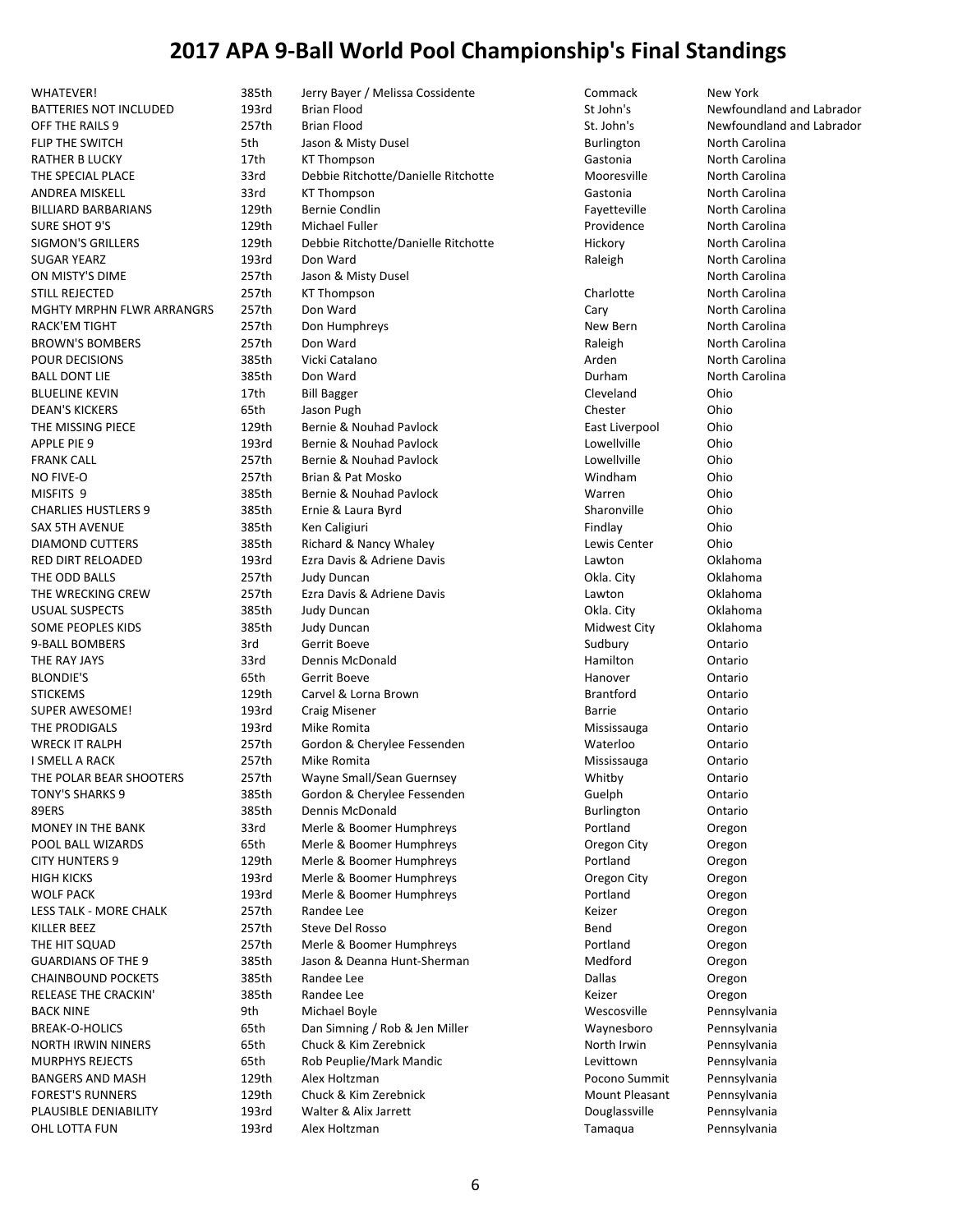# 2017 APA 9-Ball World Pool Championship's Final Standings

| | | | | |
|---|---|---|---|---|
| WHATEVER! | 385th | Jerry Bayer / Melissa Cossidente | Commack | New York |
| BATTERIES NOT INCLUDED | 193rd | Brian Flood | St John's | Newfoundland and Labrador |
| OFF THE RAILS 9 | 257th | Brian Flood | St. John's | Newfoundland and Labrador |
| FLIP THE SWITCH | 5th | Jason & Misty Dusel | Burlington | North Carolina |
| RATHER B LUCKY | 17th | KT Thompson | Gastonia | North Carolina |
| THE SPECIAL PLACE | 33rd | Debbie Ritchotte/Danielle Ritchotte | Mooresville | North Carolina |
| ANDREA MISKELL | 33rd | KT Thompson | Gastonia | North Carolina |
| BILLIARD BARBARIANS | 129th | Bernie Condlin | Fayetteville | North Carolina |
| SURE SHOT 9'S | 129th | Michael Fuller | Providence | North Carolina |
| SIGMON'S GRILLERS | 129th | Debbie Ritchotte/Danielle Ritchotte | Hickory | North Carolina |
| SUGAR YEARZ | 193rd | Don Ward | Raleigh | North Carolina |
| ON MISTY'S DIME | 257th | Jason & Misty Dusel | | North Carolina |
| STILL REJECTED | 257th | KT Thompson | Charlotte | North Carolina |
| MGHTY MRPHN FLWR ARRANGRS | 257th | Don Ward | Cary | North Carolina |
| RACK'EM TIGHT | 257th | Don Humphreys | New Bern | North Carolina |
| BROWN'S BOMBERS | 257th | Don Ward | Raleigh | North Carolina |
| POUR DECISIONS | 385th | Vicki Catalano | Arden | North Carolina |
| BALL DONT LIE | 385th | Don Ward | Durham | North Carolina |
| BLUELINE KEVIN | 17th | Bill Bagger | Cleveland | Ohio |
| DEAN'S KICKERS | 65th | Jason Pugh | Chester | Ohio |
| THE MISSING PIECE | 129th | Bernie & Nouhad Pavlock | East Liverpool | Ohio |
| APPLE PIE 9 | 193rd | Bernie & Nouhad Pavlock | Lowellville | Ohio |
| FRANK CALL | 257th | Bernie & Nouhad Pavlock | Lowellville | Ohio |
| NO FIVE-O | 257th | Brian & Pat Mosko | Windham | Ohio |
| MISFITS 9 | 385th | Bernie & Nouhad Pavlock | Warren | Ohio |
| CHARLIES HUSTLERS 9 | 385th | Ernie & Laura Byrd | Sharonville | Ohio |
| SAX 5TH AVENUE | 385th | Ken Caligiuri | Findlay | Ohio |
| DIAMOND CUTTERS | 385th | Richard & Nancy Whaley | Lewis Center | Ohio |
| RED DIRT RELOADED | 193rd | Ezra Davis & Adriene Davis | Lawton | Oklahoma |
| THE ODD BALLS | 257th | Judy Duncan | Okla. City | Oklahoma |
| THE WRECKING CREW | 257th | Ezra Davis & Adriene Davis | Lawton | Oklahoma |
| USUAL SUSPECTS | 385th | Judy Duncan | Okla. City | Oklahoma |
| SOME PEOPLES KIDS | 385th | Judy Duncan | Midwest City | Oklahoma |
| 9-BALL BOMBERS | 3rd | Gerrit Boeve | Sudbury | Ontario |
| THE RAY JAYS | 33rd | Dennis McDonald | Hamilton | Ontario |
| BLONDIE'S | 65th | Gerrit Boeve | Hanover | Ontario |
| STICKEMS | 129th | Carvel & Lorna Brown | Brantford | Ontario |
| SUPER AWESOME! | 193rd | Craig Misener | Barrie | Ontario |
| THE PRODIGALS | 193rd | Mike Romita | Mississauga | Ontario |
| WRECK IT RALPH | 257th | Gordon & Cherylee Fessenden | Waterloo | Ontario |
| I SMELL A RACK | 257th | Mike Romita | Mississauga | Ontario |
| THE POLAR BEAR SHOOTERS | 257th | Wayne Small/Sean Guernsey | Whitby | Ontario |
| TONY'S SHARKS 9 | 385th | Gordon & Cherylee Fessenden | Guelph | Ontario |
| 89ERS | 385th | Dennis McDonald | Burlington | Ontario |
| MONEY IN THE BANK | 33rd | Merle & Boomer Humphreys | Portland | Oregon |
| POOL BALL WIZARDS | 65th | Merle & Boomer Humphreys | Oregon City | Oregon |
| CITY HUNTERS 9 | 129th | Merle & Boomer Humphreys | Portland | Oregon |
| HIGH KICKS | 193rd | Merle & Boomer Humphreys | Oregon City | Oregon |
| WOLF PACK | 193rd | Merle & Boomer Humphreys | Portland | Oregon |
| LESS TALK - MORE CHALK | 257th | Randee Lee | Keizer | Oregon |
| KILLER BEEZ | 257th | Steve Del Rosso | Bend | Oregon |
| THE HIT SQUAD | 257th | Merle & Boomer Humphreys | Portland | Oregon |
| GUARDIANS OF THE 9 | 385th | Jason & Deanna Hunt-Sherman | Medford | Oregon |
| CHAINBOUND POCKETS | 385th | Randee Lee | Dallas | Oregon |
| RELEASE THE CRACKIN' | 385th | Randee Lee | Keizer | Oregon |
| BACK NINE | 9th | Michael Boyle | Wescosville | Pennsylvania |
| BREAK-O-HOLICS | 65th | Dan Simning / Rob & Jen Miller | Waynesboro | Pennsylvania |
| NORTH IRWIN NINERS | 65th | Chuck & Kim Zerebnick | North Irwin | Pennsylvania |
| MURPHYS REJECTS | 65th | Rob Peuplie/Mark Mandic | Levittown | Pennsylvania |
| BANGERS AND MASH | 129th | Alex Holtzman | Pocono Summit | Pennsylvania |
| FOREST'S RUNNERS | 129th | Chuck & Kim Zerebnick | Mount Pleasant | Pennsylvania |
| PLAUSIBLE DENIABILITY | 193rd | Walter & Alix Jarrett | Douglassville | Pennsylvania |
| OHL LOTTA FUN | 193rd | Alex Holtzman | Tamaqua | Pennsylvania |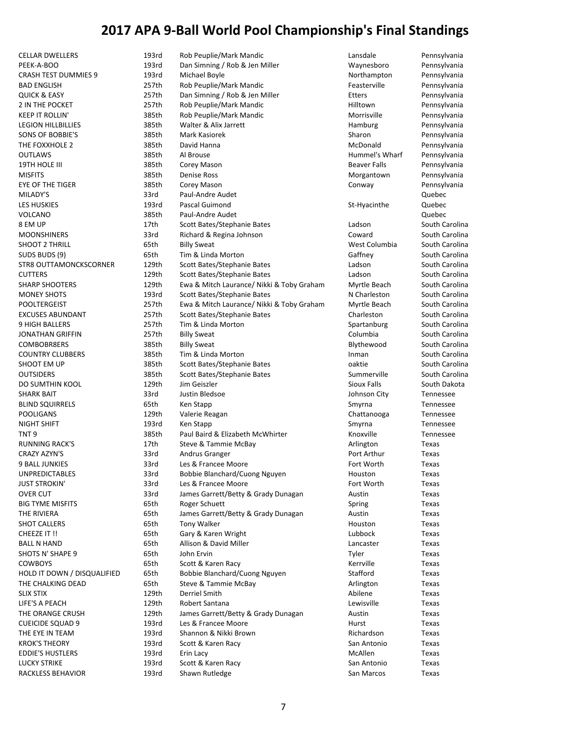# 2017 APA 9-Ball World Pool Championship's Final Standings

| | | | | |
|---|---|---|---|---|
| CELLAR DWELLERS | 193rd | Rob Peuplie/Mark Mandic | Lansdale | Pennsylvania |
| PEEK-A-BOO | 193rd | Dan Simning / Rob & Jen Miller | Waynesboro | Pennsylvania |
| CRASH TEST DUMMIES 9 | 193rd | Michael Boyle | Northampton | Pennsylvania |
| BAD ENGLISH | 257th | Rob Peuplie/Mark Mandic | Feasterville | Pennsylvania |
| QUICK & EASY | 257th | Dan Simning / Rob & Jen Miller | Etters | Pennsylvania |
| 2 IN THE POCKET | 257th | Rob Peuplie/Mark Mandic | Hilltown | Pennsylvania |
| KEEP IT ROLLIN' | 385th | Rob Peuplie/Mark Mandic | Morrisville | Pennsylvania |
| LEGION HILLBILLIES | 385th | Walter & Alix Jarrett | Hamburg | Pennsylvania |
| SONS OF BOBBIE'S | 385th | Mark Kasiorek | Sharon | Pennsylvania |
| THE FOXXHOLE 2 | 385th | David Hanna | McDonald | Pennsylvania |
| OUTLAWS | 385th | Al Brouse | Hummel's Wharf | Pennsylvania |
| 19TH HOLE III | 385th | Corey Mason | Beaver Falls | Pennsylvania |
| MISFITS | 385th | Denise Ross | Morgantown | Pennsylvania |
| EYE OF THE TIGER | 385th | Corey Mason | Conway | Pennsylvania |
| MILADY'S | 33rd | Paul-Andre Audet | | Quebec |
| LES HUSKIES | 193rd | Pascal Guimond | St-Hyacinthe | Quebec |
| VOLCANO | 385th | Paul-Andre Audet | | Quebec |
| 8 EM UP | 17th | Scott Bates/Stephanie Bates | Ladson | South Carolina |
| MOONSHINERS | 33rd | Richard & Regina Johnson | Coward | South Carolina |
| SHOOT 2 THRILL | 65th | Billy Sweat | West Columbia | South Carolina |
| SUDS BUDS (9) | 65th | Tim & Linda Morton | Gaffney | South Carolina |
| STR8 OUTTAMONCKSCORNER | 129th | Scott Bates/Stephanie Bates | Ladson | South Carolina |
| CUTTERS | 129th | Scott Bates/Stephanie Bates | Ladson | South Carolina |
| SHARP SHOOTERS | 129th | Ewa & Mitch Laurance/ Nikki & Toby Graham | Myrtle Beach | South Carolina |
| MONEY SHOTS | 193rd | Scott Bates/Stephanie Bates | N Charleston | South Carolina |
| POOLTERGEIST | 257th | Ewa & Mitch Laurance/ Nikki & Toby Graham | Myrtle Beach | South Carolina |
| EXCUSES ABUNDANT | 257th | Scott Bates/Stephanie Bates | Charleston | South Carolina |
| 9 HIGH BALLERS | 257th | Tim & Linda Morton | Spartanburg | South Carolina |
| JONATHAN GRIFFIN | 257th | Billy Sweat | Columbia | South Carolina |
| COMBOBR8ERS | 385th | Billy Sweat | Blythewood | South Carolina |
| COUNTRY CLUBBERS | 385th | Tim & Linda Morton | Inman | South Carolina |
| SHOOT EM UP | 385th | Scott Bates/Stephanie Bates | oaktie | South Carolina |
| OUTSIDERS | 385th | Scott Bates/Stephanie Bates | Summerville | South Carolina |
| DO SUMTHIN KOOL | 129th | Jim Geiszler | Sioux Falls | South Dakota |
| SHARK BAIT | 33rd | Justin Bledsoe | Johnson City | Tennessee |
| BLIND SQUIRRELS | 65th | Ken Stapp | Smyrna | Tennessee |
| POOLIGANS | 129th | Valerie Reagan | Chattanooga | Tennessee |
| NIGHT SHIFT | 193rd | Ken Stapp | Smyrna | Tennessee |
| TNT 9 | 385th | Paul Baird & Elizabeth McWhirter | Knoxville | Tennessee |
| RUNNING RACK'S | 17th | Steve & Tammie McBay | Arlington | Texas |
| CRAZY AZYN'S | 33rd | Andrus Granger | Port Arthur | Texas |
| 9 BALL JUNKIES | 33rd | Les & Francee Moore | Fort Worth | Texas |
| UNPREDICTABLES | 33rd | Bobbie Blanchard/Cuong Nguyen | Houston | Texas |
| JUST STROKIN' | 33rd | Les & Francee Moore | Fort Worth | Texas |
| OVER CUT | 33rd | James Garrett/Betty & Grady Dunagan | Austin | Texas |
| BIG TYME MISFITS | 65th | Roger Schuett | Spring | Texas |
| THE RIVIERA | 65th | James Garrett/Betty & Grady Dunagan | Austin | Texas |
| SHOT CALLERS | 65th | Tony Walker | Houston | Texas |
| CHEEZE IT !! | 65th | Gary & Karen Wright | Lubbock | Texas |
| BALL N HAND | 65th | Allison & David Miller | Lancaster | Texas |
| SHOTS N' SHAPE 9 | 65th | John Ervin | Tyler | Texas |
| COWBOYS | 65th | Scott & Karen Racy | Kerrville | Texas |
| HOLD IT DOWN / DISQUALIFIED | 65th | Bobbie Blanchard/Cuong Nguyen | Stafford | Texas |
| THE CHALKING DEAD | 65th | Steve & Tammie McBay | Arlington | Texas |
| SLIX STIX | 129th | Derriel Smith | Abilene | Texas |
| LIFE'S A PEACH | 129th | Robert Santana | Lewisville | Texas |
| THE ORANGE CRUSH | 129th | James Garrett/Betty & Grady Dunagan | Austin | Texas |
| CUEICIDE SQUAD 9 | 193rd | Les & Francee Moore | Hurst | Texas |
| THE EYE IN TEAM | 193rd | Shannon & Nikki Brown | Richardson | Texas |
| KROK'S THEORY | 193rd | Scott & Karen Racy | San Antonio | Texas |
| EDDIE'S HUSTLERS | 193rd | Erin Lacy | McAllen | Texas |
| LUCKY STRIKE | 193rd | Scott & Karen Racy | San Antonio | Texas |
| RACKLESS BEHAVIOR | 193rd | Shawn Rutledge | San Marcos | Texas |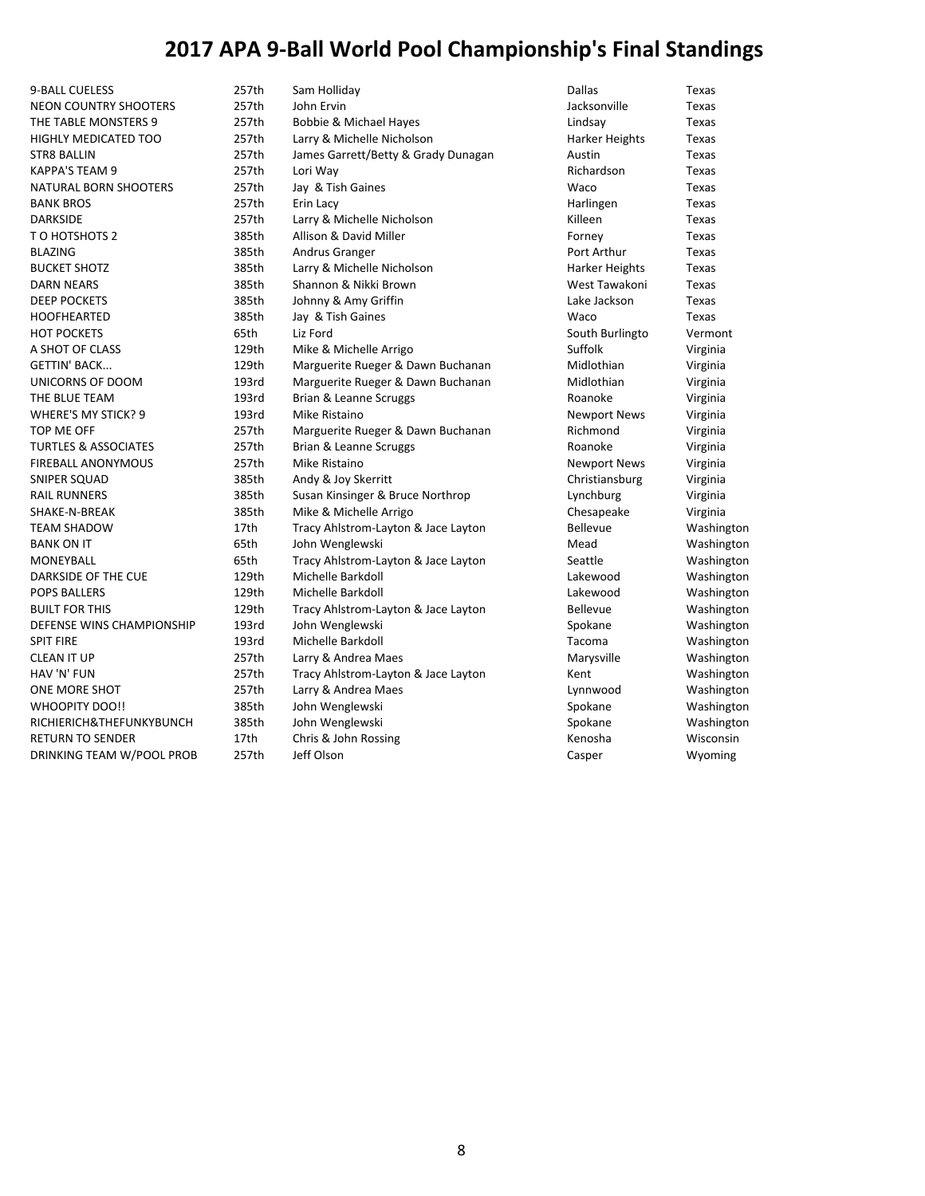# 2017 APA 9-Ball World Pool Championship's Final Standings

| | | | | |
|---|---|---|---|---|
| 9-BALL CUELESS | 257th | Sam Holliday | Dallas | Texas |
| NEON COUNTRY SHOOTERS | 257th | John Ervin | Jacksonville | Texas |
| THE TABLE MONSTERS 9 | 257th | Bobbie & Michael Hayes | Lindsay | Texas |
| HIGHLY MEDICATED TOO | 257th | Larry & Michelle Nicholson | Harker Heights | Texas |
| STR8 BALLIN | 257th | James Garrett/Betty & Grady Dunagan | Austin | Texas |
| KAPPA'S TEAM 9 | 257th | Lori Way | Richardson | Texas |
| NATURAL BORN SHOOTERS | 257th | Jay & Tish Gaines | Waco | Texas |
| BANK BROS | 257th | Erin Lacy | Harlingen | Texas |
| DARKSIDE | 257th | Larry & Michelle Nicholson | Killeen | Texas |
| T O HOTSHOTS 2 | 385th | Allison & David Miller | Forney | Texas |
| BLAZING | 385th | Andrus Granger | Port Arthur | Texas |
| BUCKET SHOTZ | 385th | Larry & Michelle Nicholson | Harker Heights | Texas |
| DARN NEARS | 385th | Shannon & Nikki Brown | West Tawakoni | Texas |
| DEEP POCKETS | 385th | Johnny & Amy Griffin | Lake Jackson | Texas |
| HOOFHEARTED | 385th | Jay & Tish Gaines | Waco | Texas |
| HOT POCKETS | 65th | Liz Ford | South Burlingto | Vermont |
| A SHOT OF CLASS | 129th | Mike & Michelle Arrigo | Suffolk | Virginia |
| GETTIN' BACK... | 129th | Marguerite Rueger & Dawn Buchanan | Midlothian | Virginia |
| UNICORNS OF DOOM | 193rd | Marguerite Rueger & Dawn Buchanan | Midlothian | Virginia |
| THE BLUE TEAM | 193rd | Brian & Leanne Scruggs | Roanoke | Virginia |
| WHERE'S MY STICK? 9 | 193rd | Mike Ristaino | Newport News | Virginia |
| TOP ME OFF | 257th | Marguerite Rueger & Dawn Buchanan | Richmond | Virginia |
| TURTLES & ASSOCIATES | 257th | Brian & Leanne Scruggs | Roanoke | Virginia |
| FIREBALL ANONYMOUS | 257th | Mike Ristaino | Newport News | Virginia |
| SNIPER SQUAD | 385th | Andy & Joy Skerritt | Christiansburg | Virginia |
| RAIL RUNNERS | 385th | Susan Kinsinger & Bruce Northrop | Lynchburg | Virginia |
| SHAKE-N-BREAK | 385th | Mike & Michelle Arrigo | Chesapeake | Virginia |
| TEAM SHADOW | 17th | Tracy Ahlstrom-Layton & Jace Layton | Bellevue | Washington |
| BANK ON IT | 65th | John Wenglewski | Mead | Washington |
| MONEYBALL | 65th | Tracy Ahlstrom-Layton & Jace Layton | Seattle | Washington |
| DARKSIDE OF THE CUE | 129th | Michelle Barkdoll | Lakewood | Washington |
| POPS BALLERS | 129th | Michelle Barkdoll | Lakewood | Washington |
| BUILT FOR THIS | 129th | Tracy Ahlstrom-Layton & Jace Layton | Bellevue | Washington |
| DEFENSE WINS CHAMPIONSHIP | 193rd | John Wenglewski | Spokane | Washington |
| SPIT FIRE | 193rd | Michelle Barkdoll | Tacoma | Washington |
| CLEAN IT UP | 257th | Larry & Andrea Maes | Marysville | Washington |
| HAV 'N' FUN | 257th | Tracy Ahlstrom-Layton & Jace Layton | Kent | Washington |
| ONE MORE SHOT | 257th | Larry & Andrea Maes | Lynnwood | Washington |
| WHOOPITY DOO!! | 385th | John Wenglewski | Spokane | Washington |
| RICHIERICH&THEFUNKYBUNCH | 385th | John Wenglewski | Spokane | Washington |
| RETURN TO SENDER | 17th | Chris & John Rossing | Kenosha | Wisconsin |
| DRINKING TEAM W/POOL PROB | 257th | Jeff Olson | Casper | Wyoming |